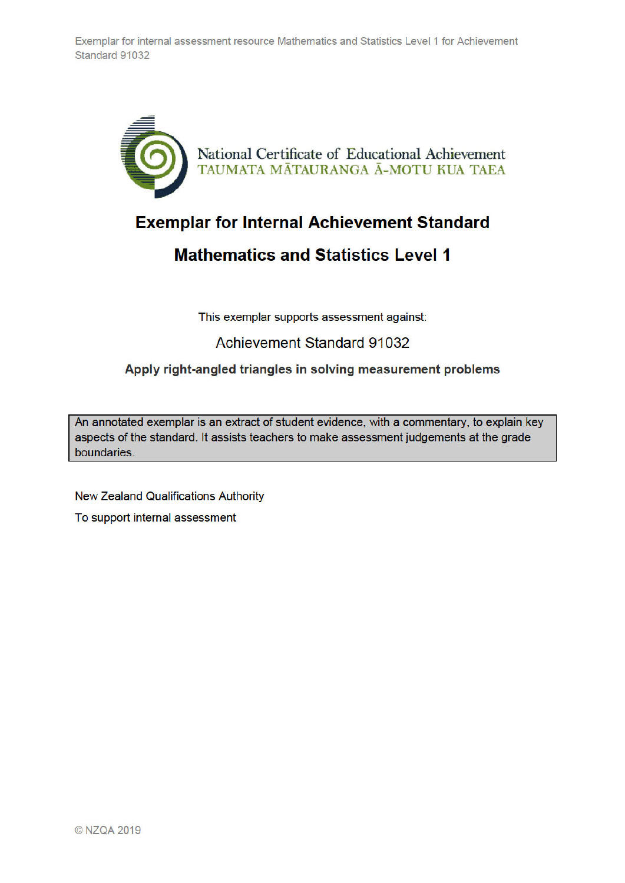National Certificate of Educational Achievement
TAUMATA MĀTAURANGA Ā-MOTU KUA TAEA

# Exemplar for Internal Achievement Standard

# Mathematics and Statistics Level 1

This exemplar supports assessment against:

Achievement Standard 91032

**Apply right-angled triangles in solving measurement problems**

> An annotated exemplar is an extract of student evidence, with a commentary, to explain key aspects of the standard. It assists teachers to make assessment judgements at the grade boundaries.

New Zealand Qualifications Authority

To support internal assessment

© NZQA 2019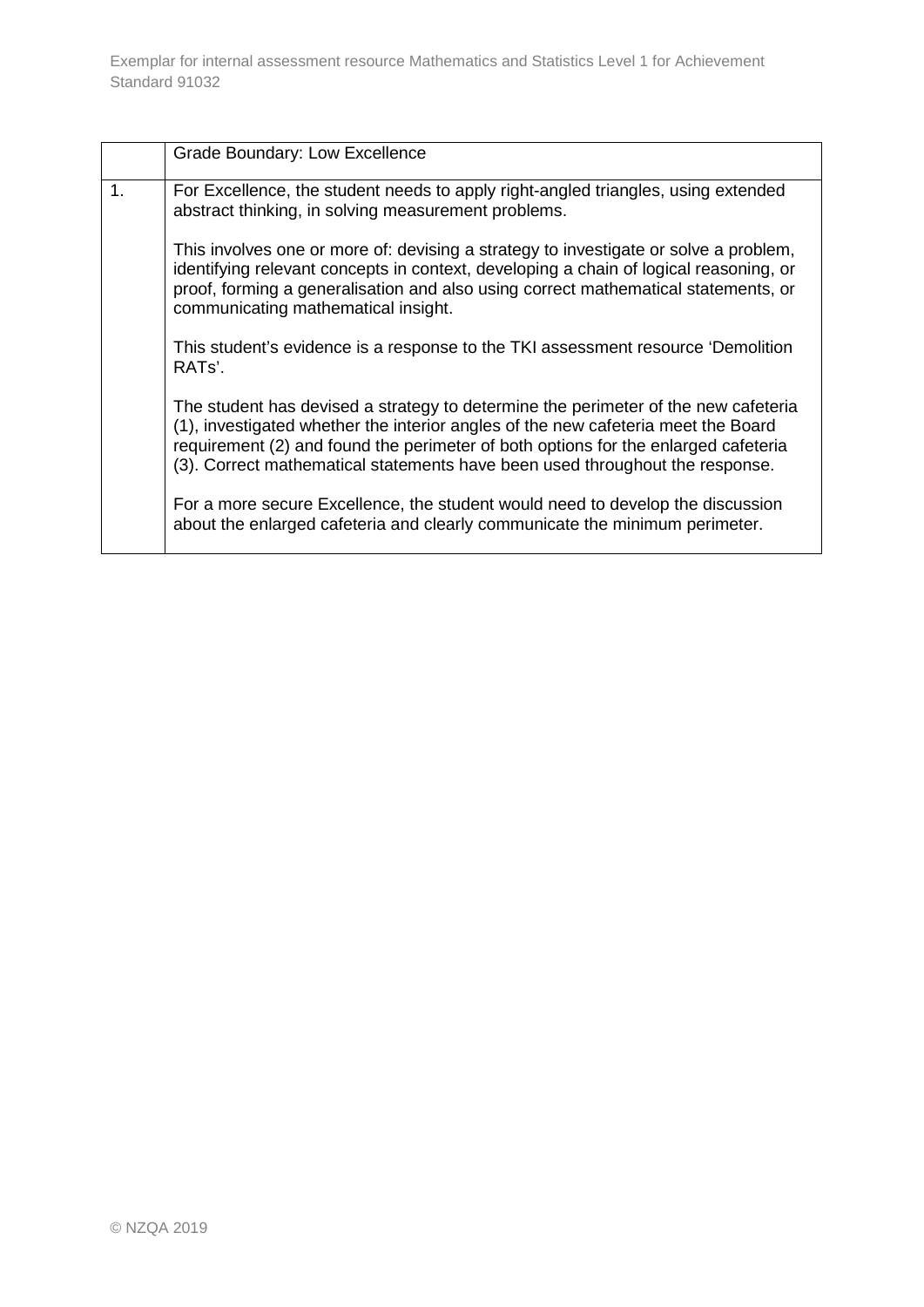|  | Grade Boundary: Low Excellence |
|---|---|
| 1. | For Excellence, the student needs to apply right-angled triangles, using extended abstract thinking, in solving measurement problems.<br><br>This involves one or more of: devising a strategy to investigate or solve a problem, identifying relevant concepts in context, developing a chain of logical reasoning, or proof, forming a generalisation and also using correct mathematical statements, or communicating mathematical insight.<br><br>This student's evidence is a response to the TKI assessment resource 'Demolition RATs'.<br><br>The student has devised a strategy to determine the perimeter of the new cafeteria (1), investigated whether the interior angles of the new cafeteria meet the Board requirement (2) and found the perimeter of both options for the enlarged cafeteria (3). Correct mathematical statements have been used throughout the response.<br><br>For a more secure Excellence, the student would need to develop the discussion about the enlarged cafeteria and clearly communicate the minimum perimeter. |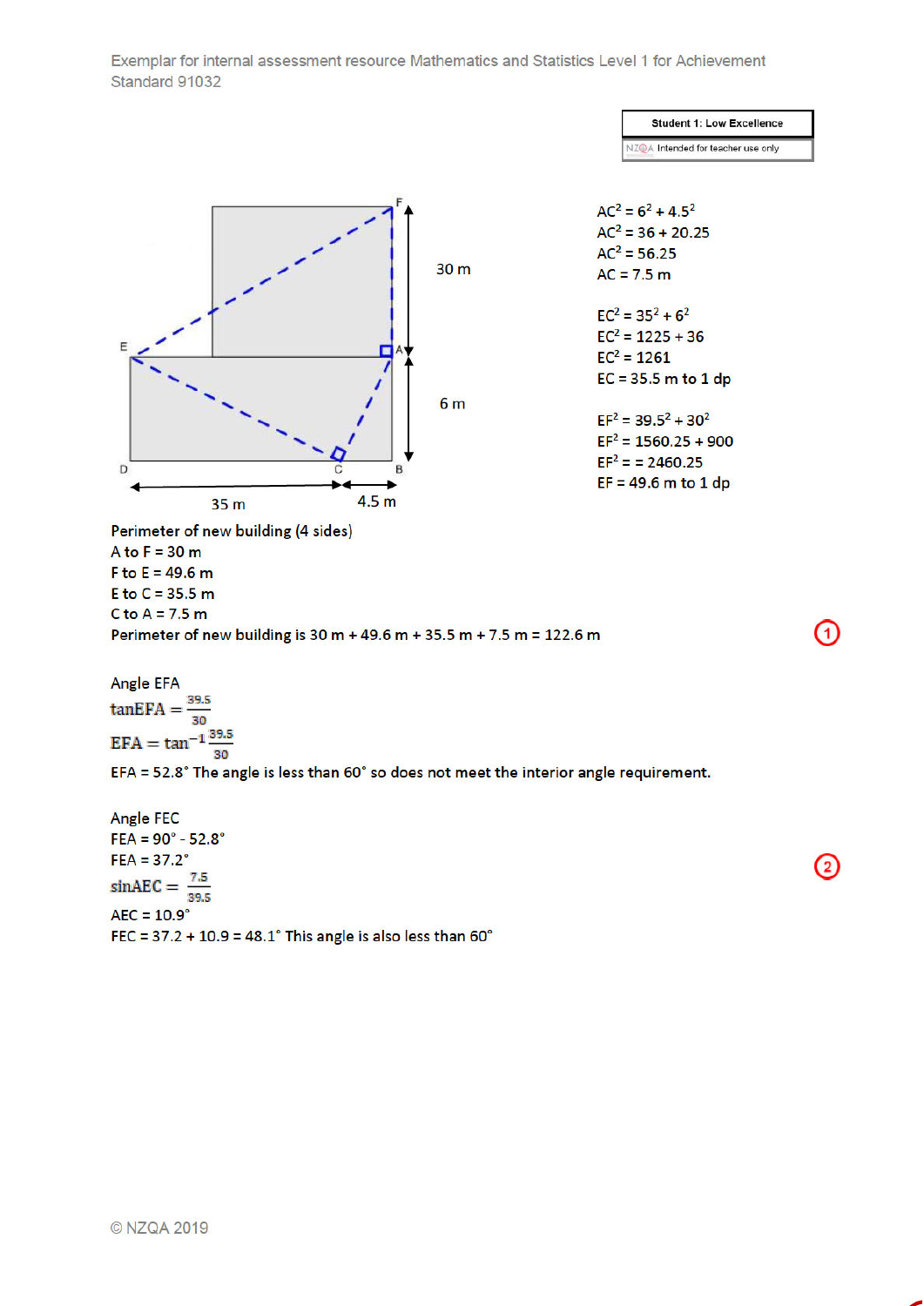Student 1: Low Excellence

NZQA Intended for teacher use only

$AC^2 = 6^2 + 4.5^2$
$AC^2 = 36 + 20.25$
$AC^2 = 56.25$
AC = 7.5 m

$EC^2 = 35^2 + 6^2$
$EC^2 = 1225 + 36$
$EC^2 = 1261$
EC = 35.5 m to 1 dp

$EF^2 = 39.5^2 + 30^2$
$EF^2 = 1560.25 + 900$
$EF^2 = = 2460.25$
EF = 49.6 m to 1 dp

Perimeter of new building (4 sides)
A to F = 30 m
F to E = 49.6 m
E to C = 35.5 m
C to A = 7.5 m
Perimeter of new building is 30 m + 49.6 m + 35.5 m + 7.5 m = 122.6 m

①

Angle EFA

$\tan EFA = \frac{39.5}{30}$

$EFA = \tan^{-1}\frac{39.5}{30}$

EFA = 52.8° The angle is less than 60° so does not meet the interior angle requirement.

Angle FEC
FEA = 90° - 52.8°
FEA = 37.2°

②

$\sin AEC = \frac{7.5}{39.5}$

AEC = 10.9°
FEC = 37.2 + 10.9 = 48.1° This angle is also less than 60°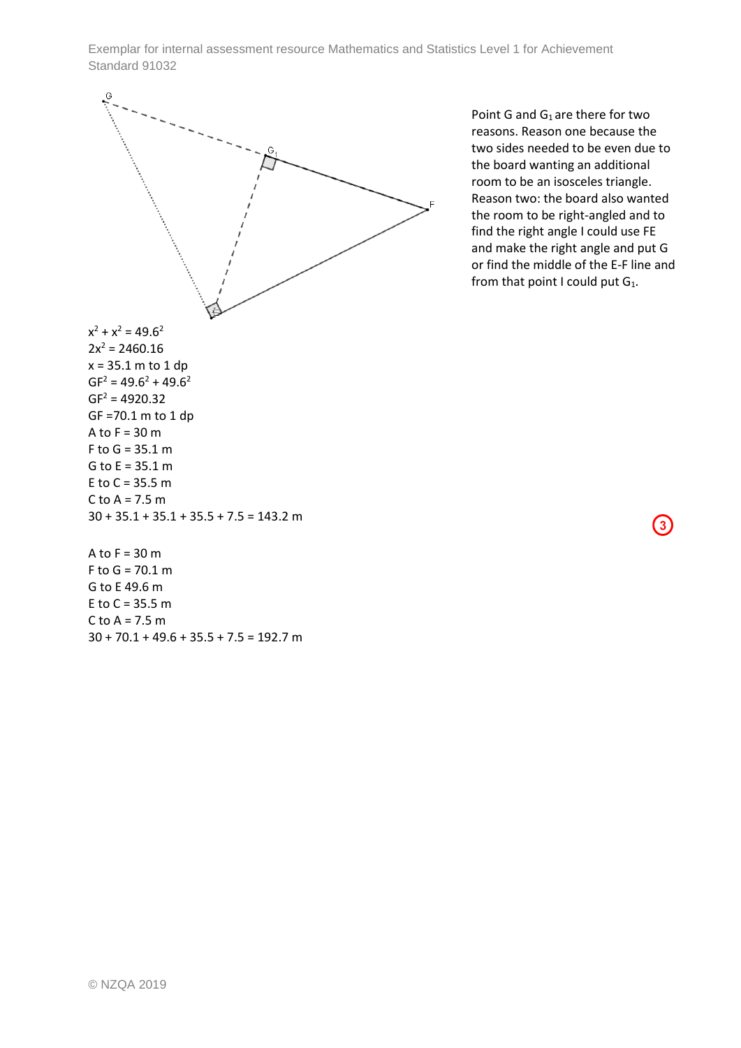Point G and $G_1$ are there for two reasons. Reason one because the two sides needed to be even due to the board wanting an additional room to be an isosceles triangle. Reason two: the board also wanted the room to be right-angled and to find the right angle I could use FE and make the right angle and put G or find the middle of the E-F line and from that point I could put $G_1$.

$x^2 + x^2 = 49.6^2$
$2x^2 = 2460.16$
$x = 35.1$ m to 1 dp
$GF^2 = 49.6^2 + 49.6^2$
$GF^2 = 4920.32$
GF =70.1 m to 1 dp
A to F = 30 m
F to G = 35.1 m
G to E = 35.1 m
E to C = 35.5 m
C to A = 7.5 m
30 + 35.1 + 35.1 + 35.5 + 7.5 = 143.2 m

A to F = 30 m
F to G = 70.1 m
G to E 49.6 m
E to C = 35.5 m
C to A = 7.5 m
30 + 70.1 + 49.6 + 35.5 + 7.5 = 192.7 m

3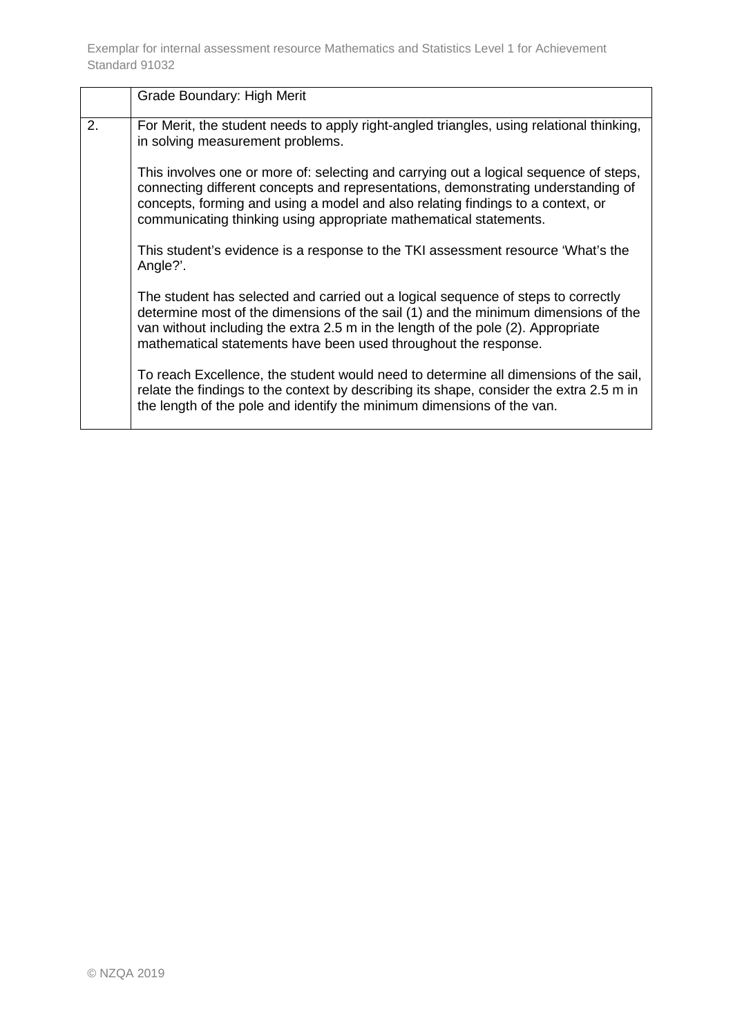|    | Grade Boundary: High Merit |
|---|---|
| 2. | For Merit, the student needs to apply right-angled triangles, using relational thinking, in solving measurement problems.<br><br>This involves one or more of: selecting and carrying out a logical sequence of steps, connecting different concepts and representations, demonstrating understanding of concepts, forming and using a model and also relating findings to a context, or communicating thinking using appropriate mathematical statements.<br><br>This student's evidence is a response to the TKI assessment resource 'What's the Angle?'.<br><br>The student has selected and carried out a logical sequence of steps to correctly determine most of the dimensions of the sail (1) and the minimum dimensions of the van without including the extra 2.5 m in the length of the pole (2). Appropriate mathematical statements have been used throughout the response.<br><br>To reach Excellence, the student would need to determine all dimensions of the sail, relate the findings to the context by describing its shape, consider the extra 2.5 m in the length of the pole and identify the minimum dimensions of the van. |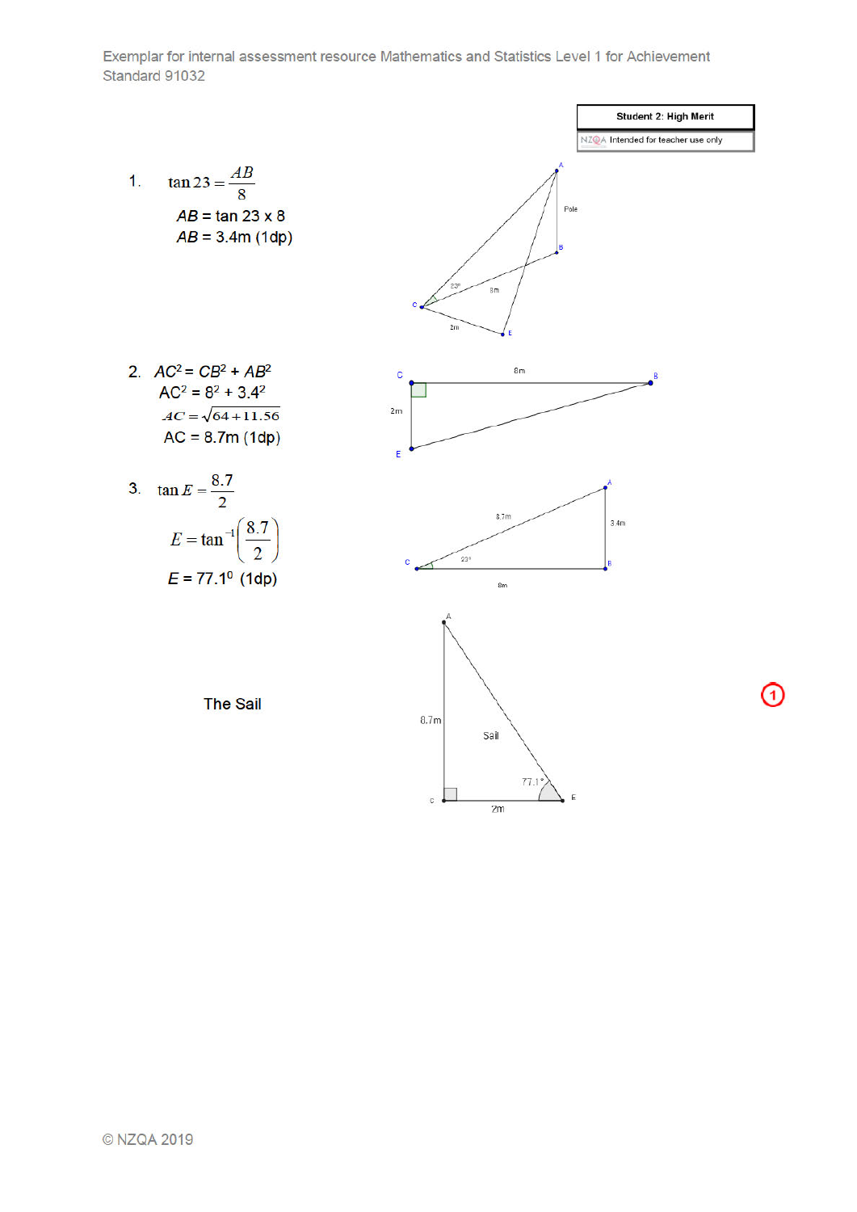**Student 2: High Merit**

NZQA Intended for teacher use only

1. $\tan 23 = \dfrac{AB}{8}$

   $AB = \tan 23 \times 8$

   $AB = 3.4$m (1dp)

A

Pole

B

23°

8m

C

2m

E

2. $AC^2 = CB^2 + AB^2$

   $AC^2 = 8^2 + 3.4^2$

   $AC = \sqrt{64 + 11.56}$

   AC = 8.7m (1dp)

C 8m B

2m

E

3. $\tan E = \dfrac{8.7}{2}$

   $E = \tan^{-1}\left(\dfrac{8.7}{2}\right)$

   $E = 77.1^0$ (1dp)

A

8.7m

3.4m

C 23° B

8m

The Sail

A

8.7m

Sail

77.1°

C 2m E

(1)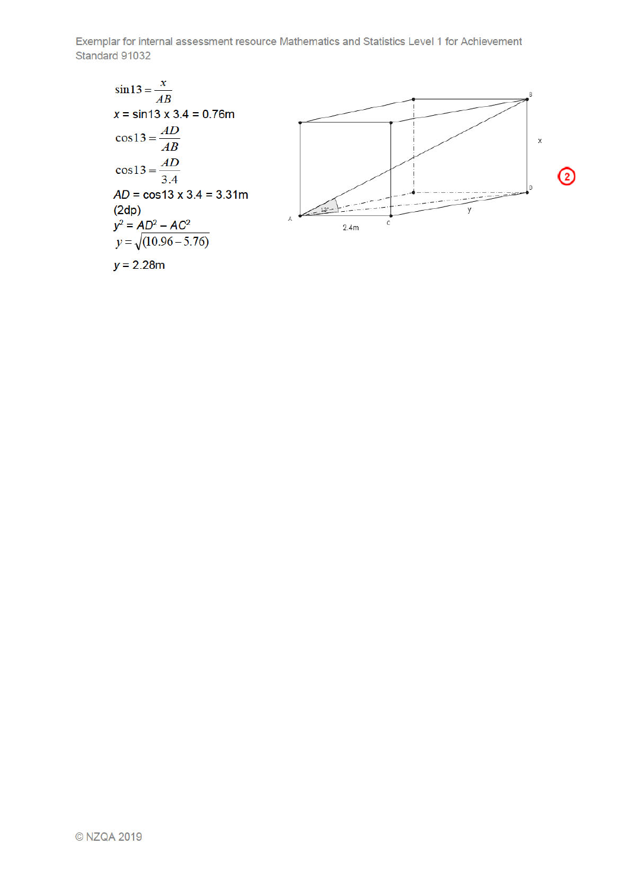$$\sin 13 = \frac{x}{AB}$$

$x = \sin 13 \times 3.4 = 0.76$m

$$\cos 13 = \frac{AD}{AB}$$

$$\cos 13 = \frac{AD}{3.4}$$

$AD = \cos 13 \times 3.4 = 3.31$m (2dp)

$y^2 = AD^2 - AC^2$

$$y = \sqrt{(10.96 - 5.76)}$$

$y = 2.28$m

2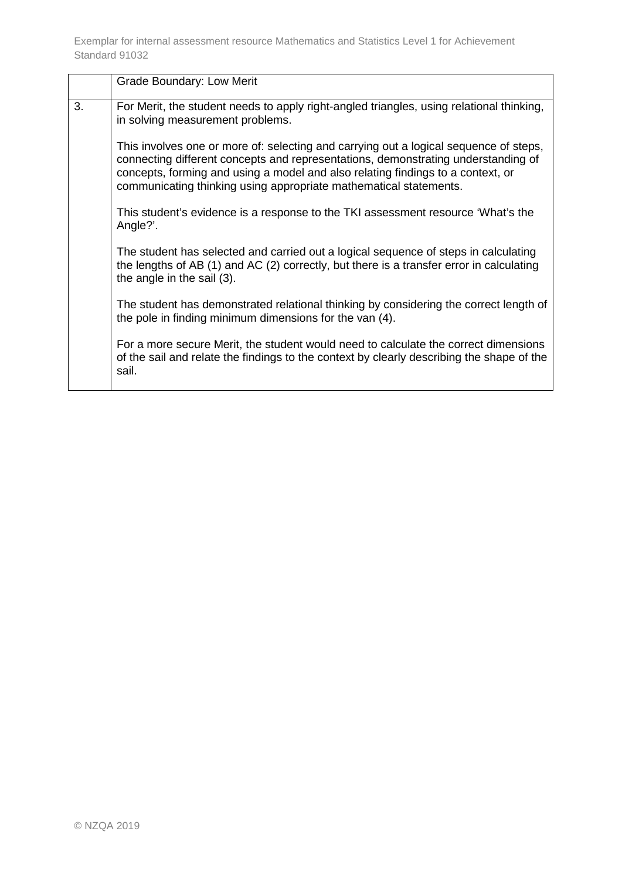|  | Grade Boundary: Low Merit |
|---|---|
| 3. | For Merit, the student needs to apply right-angled triangles, using relational thinking, in solving measurement problems.<br><br>This involves one or more of: selecting and carrying out a logical sequence of steps, connecting different concepts and representations, demonstrating understanding of concepts, forming and using a model and also relating findings to a context, or communicating thinking using appropriate mathematical statements.<br><br>This student's evidence is a response to the TKI assessment resource 'What's the Angle?'.<br><br>The student has selected and carried out a logical sequence of steps in calculating the lengths of AB (1) and AC (2) correctly, but there is a transfer error in calculating the angle in the sail (3).<br><br>The student has demonstrated relational thinking by considering the correct length of the pole in finding minimum dimensions for the van (4).<br><br>For a more secure Merit, the student would need to calculate the correct dimensions of the sail and relate the findings to the context by clearly describing the shape of the sail. |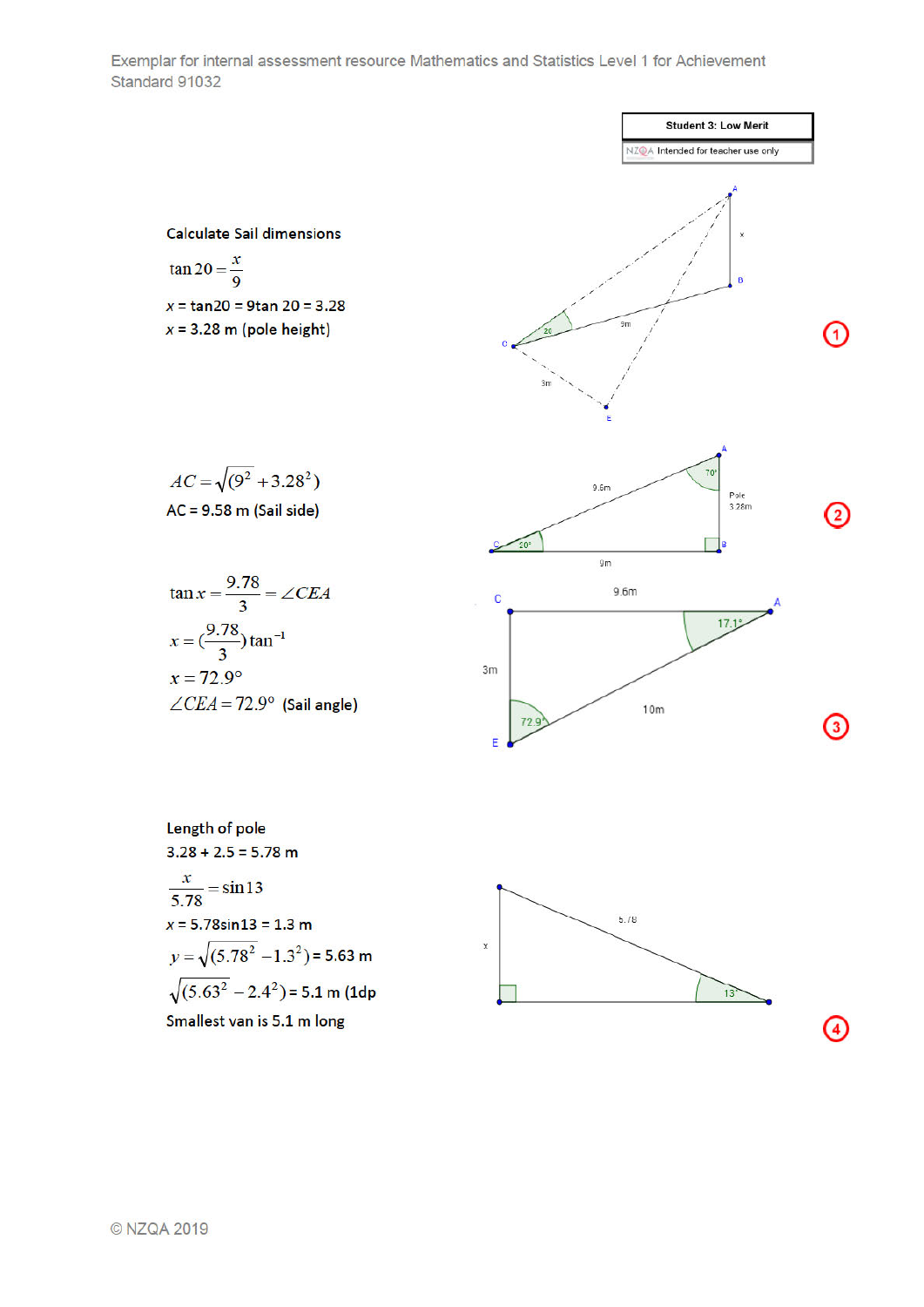Exemplar for internal assessment resource Mathematics and Statistics Level 1 for Achievement Standard 91032

| Student 3: Low Merit |
| --- |
| NZQA Intended for teacher use only |

Calculate Sail dimensions

$\tan 20 = \frac{x}{9}$

$x = \tan 20 = 9\tan 20 = 3.28$

$x = 3.28$ m (pole height)

①

$AC = \sqrt{(9^2 + 3.28^2)}$

AC = 9.58 m (Sail side)

②

$\tan x = \frac{9.78}{3} = \angle CEA$

$x = (\frac{9.78}{3})\tan^{-1}$

$x = 72.9°$

$\angle CEA = 72.9°$ (Sail angle)

③

Length of pole

3.28 + 2.5 = 5.78 m

$\frac{x}{5.78} = \sin 13$

$x = 5.78\sin 13 = 1.3$ m

$y = \sqrt{(5.78^2 - 1.3^2)} = 5.63$ m

$\sqrt{(5.63^2 - 2.4^2)} = 5.1$ m (1dp

Smallest van is 5.1 m long

④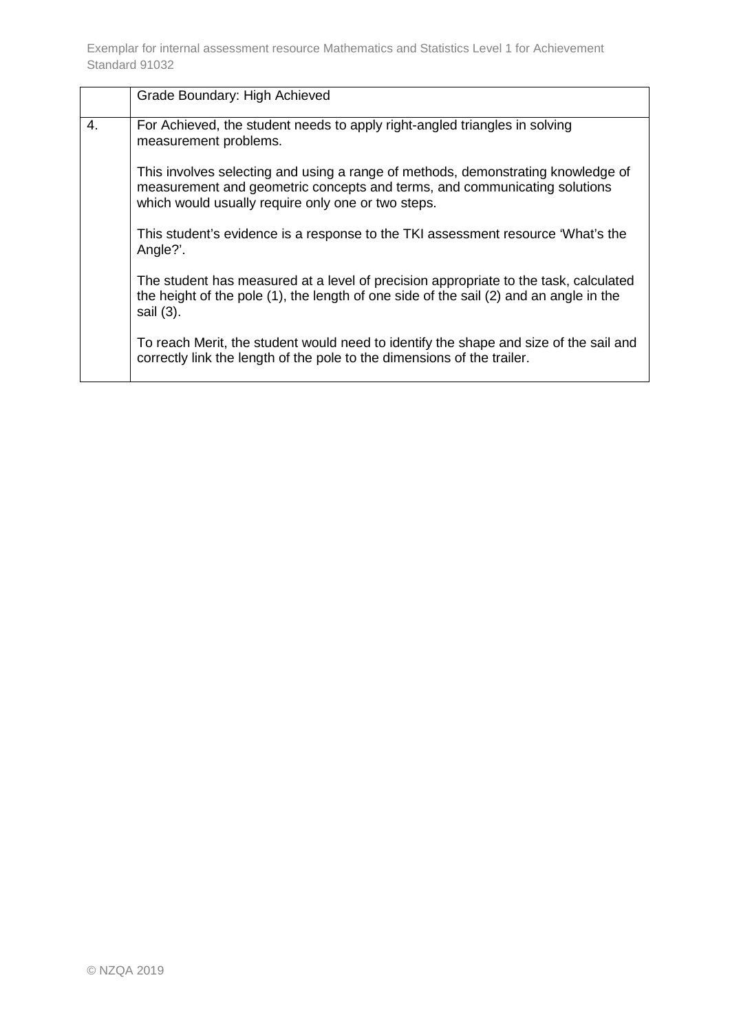| | Grade Boundary: High Achieved |
|---|---|
| 4. | For Achieved, the student needs to apply right-angled triangles in solving measurement problems.<br><br>This involves selecting and using a range of methods, demonstrating knowledge of measurement and geometric concepts and terms, and communicating solutions which would usually require only one or two steps.<br><br>This student's evidence is a response to the TKI assessment resource 'What's the Angle?'.<br><br>The student has measured at a level of precision appropriate to the task, calculated the height of the pole (1), the length of one side of the sail (2) and an angle in the sail (3).<br><br>To reach Merit, the student would need to identify the shape and size of the sail and correctly link the length of the pole to the dimensions of the trailer. |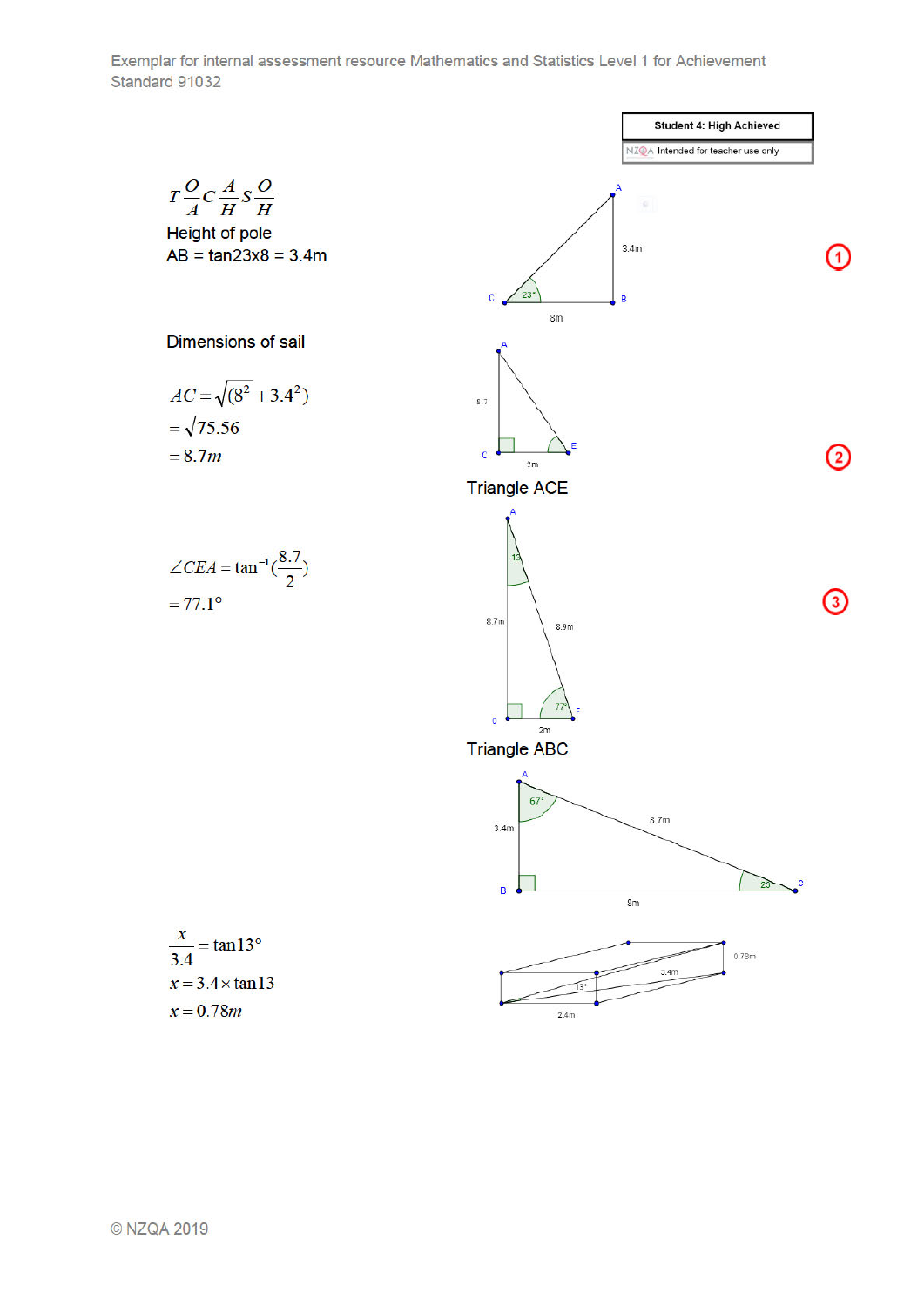Student 4: High Achieved

NZQA Intended for teacher use only

$T\frac{O}{A} C\frac{A}{H} S\frac{O}{H}$

Height of pole

AB = tan23x8 = 3.4m

C 23° 8m B 3.4m A

①

Dimensions of sail

$AC = \sqrt{(8^2 + 3.4^2)}$

$= \sqrt{75.56}$

$= 8.7m$

A 8.7 C 2m E

Triangle ACE

②

$\angle CEA = \tan^{-1}(\frac{8.7}{2})$

$= 77.1°$

A 13 8.7m 8.9m C 2m E 77

③

Triangle ABC

A 67° 3.4m 8.7m B 8m C 23

$\frac{x}{3.4} = \tan 13°$

$x = 3.4 \times \tan 13$

$x = 0.78m$

0.78m 3.4m 13° 2.4m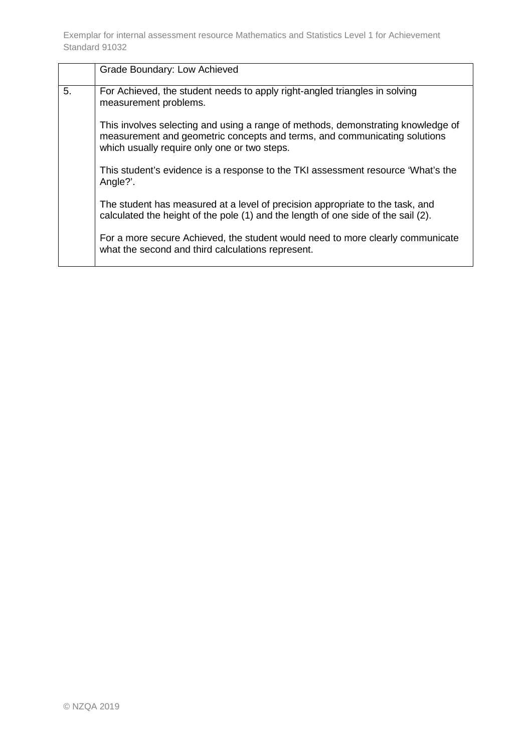| | Grade Boundary: Low Achieved |
|---|---|
| 5. | For Achieved, the student needs to apply right-angled triangles in solving measurement problems.<br><br>This involves selecting and using a range of methods, demonstrating knowledge of measurement and geometric concepts and terms, and communicating solutions which usually require only one or two steps.<br><br>This student's evidence is a response to the TKI assessment resource 'What's the Angle?'.<br><br>The student has measured at a level of precision appropriate to the task, and calculated the height of the pole (1) and the length of one side of the sail (2).<br><br>For a more secure Achieved, the student would need to more clearly communicate what the second and third calculations represent. |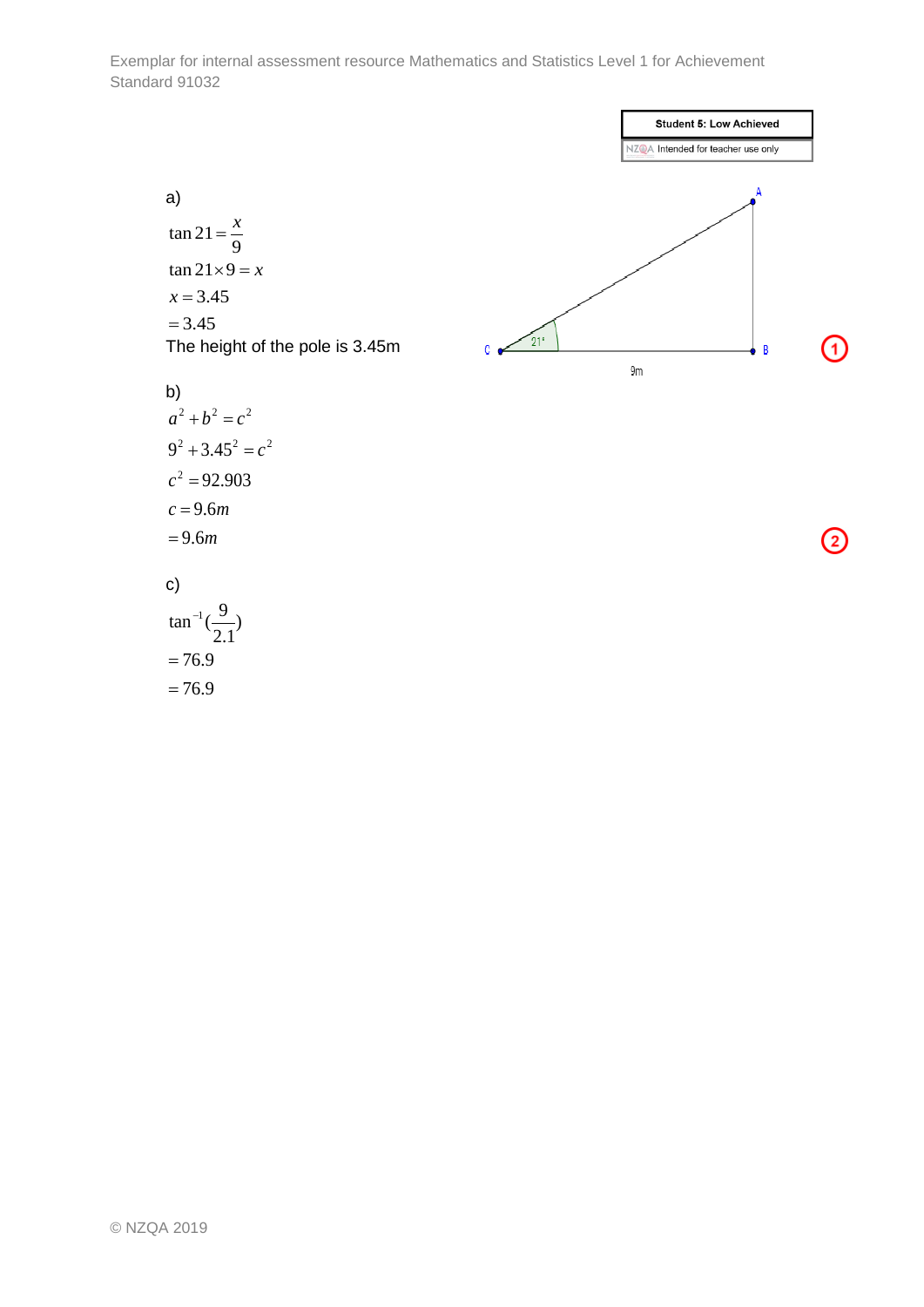**Student 5: Low Achieved**

NZQA Intended for teacher use only

a)

$\tan 21 = \frac{x}{9}$

$\tan 21 \times 9 = x$

$x = 3.45$

$= 3.45$

The height of the pole is 3.45m

b)

$a^2 + b^2 = c^2$

$9^2 + 3.45^2 = c^2$

$c^2 = 92.903$

$c = 9.6m$

$= 9.6m$

c)

$\tan^{-1}(\frac{9}{2.1})$

$= 76.9$

$= 76.9$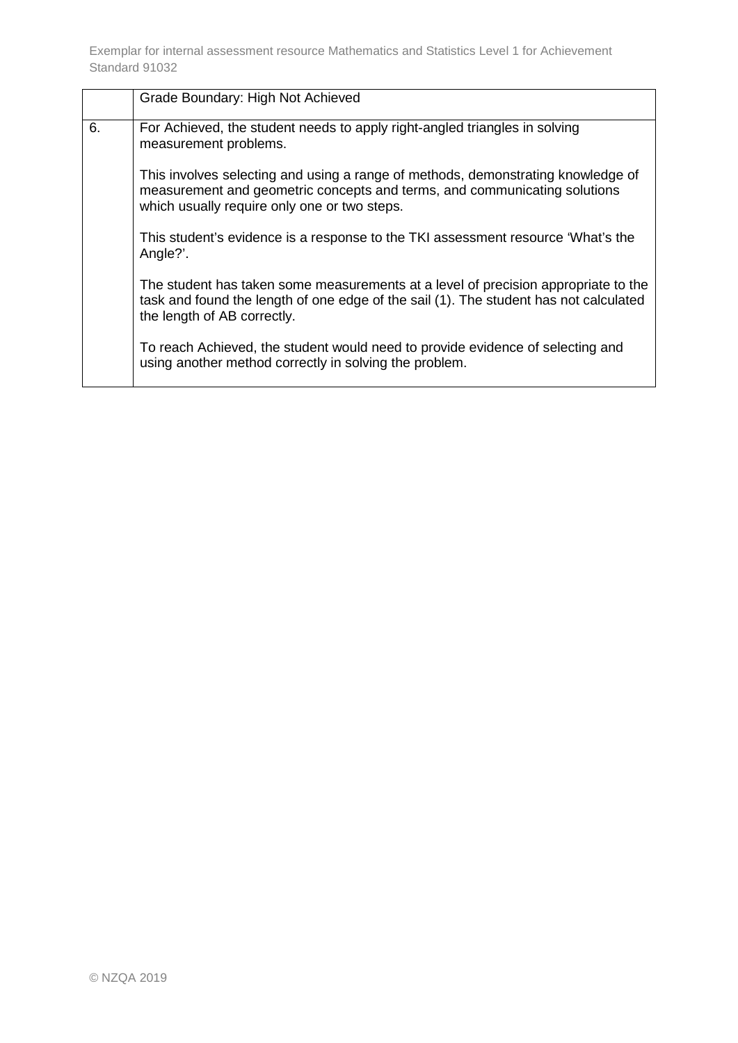| | Grade Boundary: High Not Achieved |
|---|---|
| 6. | For Achieved, the student needs to apply right-angled triangles in solving measurement problems.<br><br>This involves selecting and using a range of methods, demonstrating knowledge of measurement and geometric concepts and terms, and communicating solutions which usually require only one or two steps.<br><br>This student's evidence is a response to the TKI assessment resource 'What's the Angle?'.<br><br>The student has taken some measurements at a level of precision appropriate to the task and found the length of one edge of the sail (1). The student has not calculated the length of AB correctly.<br><br>To reach Achieved, the student would need to provide evidence of selecting and using another method correctly in solving the problem. |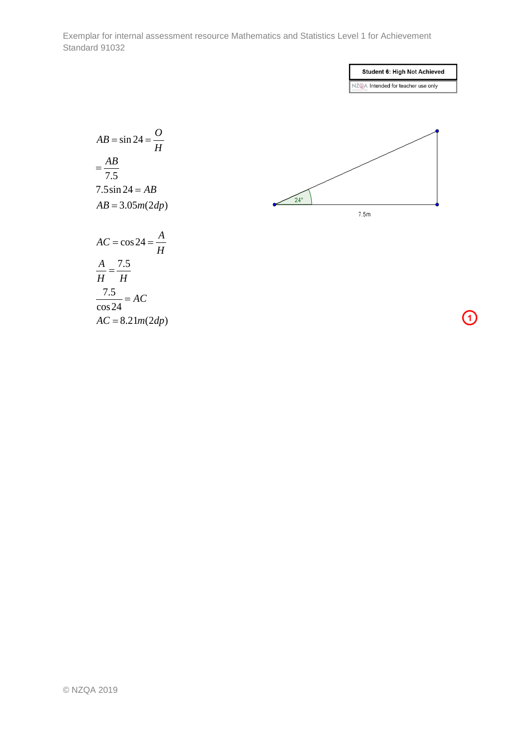Student 6: High Not Achieved

$$AB = \sin 24 = \frac{O}{H}$$

$$= \frac{AB}{7.5}$$

$$7.5\sin 24 = AB$$

$$AB = 3.05m(2dp)$$

24°

7.5m

$$AC = \cos 24 = \frac{A}{H}$$

$$\frac{A}{H} = \frac{7.5}{H}$$

$$\frac{7.5}{\cos 24} = AC$$

$$AC = 8.21m(2dp)$$

1